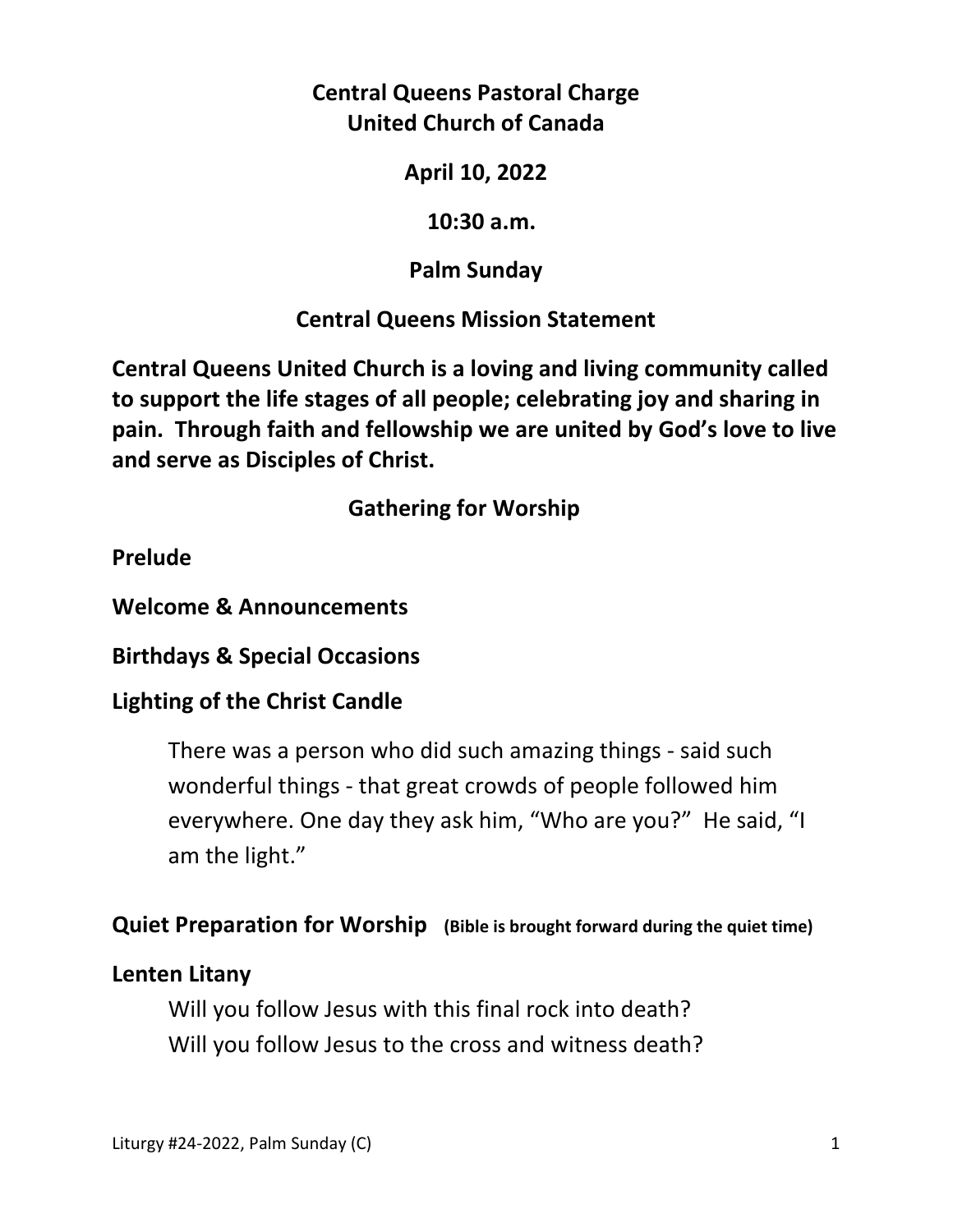**Central Queens Pastoral Charge**
**United Church of Canada**

**April 10, 2022**

**10:30 a.m.**

**Palm Sunday**

## Central Queens Mission Statement

**Central Queens United Church is a loving and living community called to support the life stages of all people; celebrating joy and sharing in pain. Through faith and fellowship we are united by God's love to live and serve as Disciples of Christ.**

## Gathering for Worship

**Prelude**

**Welcome & Announcements**

**Birthdays & Special Occasions**

**Lighting of the Christ Candle**

> There was a person who did such amazing things - said such wonderful things - that great crowds of people followed him everywhere. One day they ask him, "Who are you?" He said, "I am the light."

**Quiet Preparation for Worship** **(Bible is brought forward during the quiet time)**

**Lenten Litany**

> Will you follow Jesus with this final rock into death?
> Will you follow Jesus to the cross and witness death?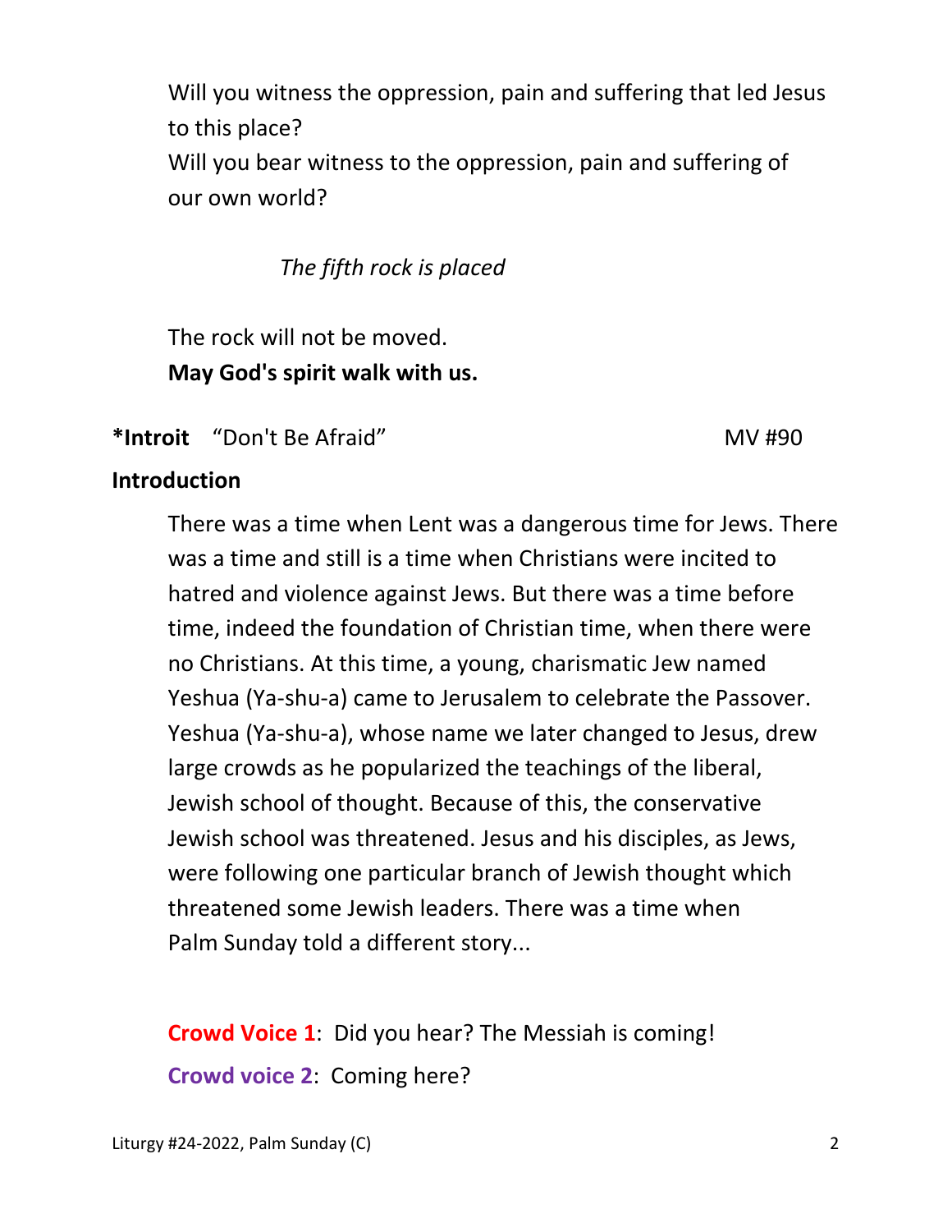Will you witness the oppression, pain and suffering that led Jesus to this place?
Will you bear witness to the oppression, pain and suffering of our own world?

*The fifth rock is placed*

The rock will not be moved.
**May God's spirit walk with us.**

**\*Introit** "Don't Be Afraid" MV #90

**Introduction**

There was a time when Lent was a dangerous time for Jews. There was a time and still is a time when Christians were incited to hatred and violence against Jews. But there was a time before time, indeed the foundation of Christian time, when there were no Christians. At this time, a young, charismatic Jew named Yeshua (Ya-shu-a) came to Jerusalem to celebrate the Passover. Yeshua (Ya-shu-a), whose name we later changed to Jesus, drew large crowds as he popularized the teachings of the liberal, Jewish school of thought. Because of this, the conservative Jewish school was threatened. Jesus and his disciples, as Jews, were following one particular branch of Jewish thought which threatened some Jewish leaders. There was a time when Palm Sunday told a different story...

**Crowd Voice 1**: Did you hear? The Messiah is coming!

**Crowd voice 2**: Coming here?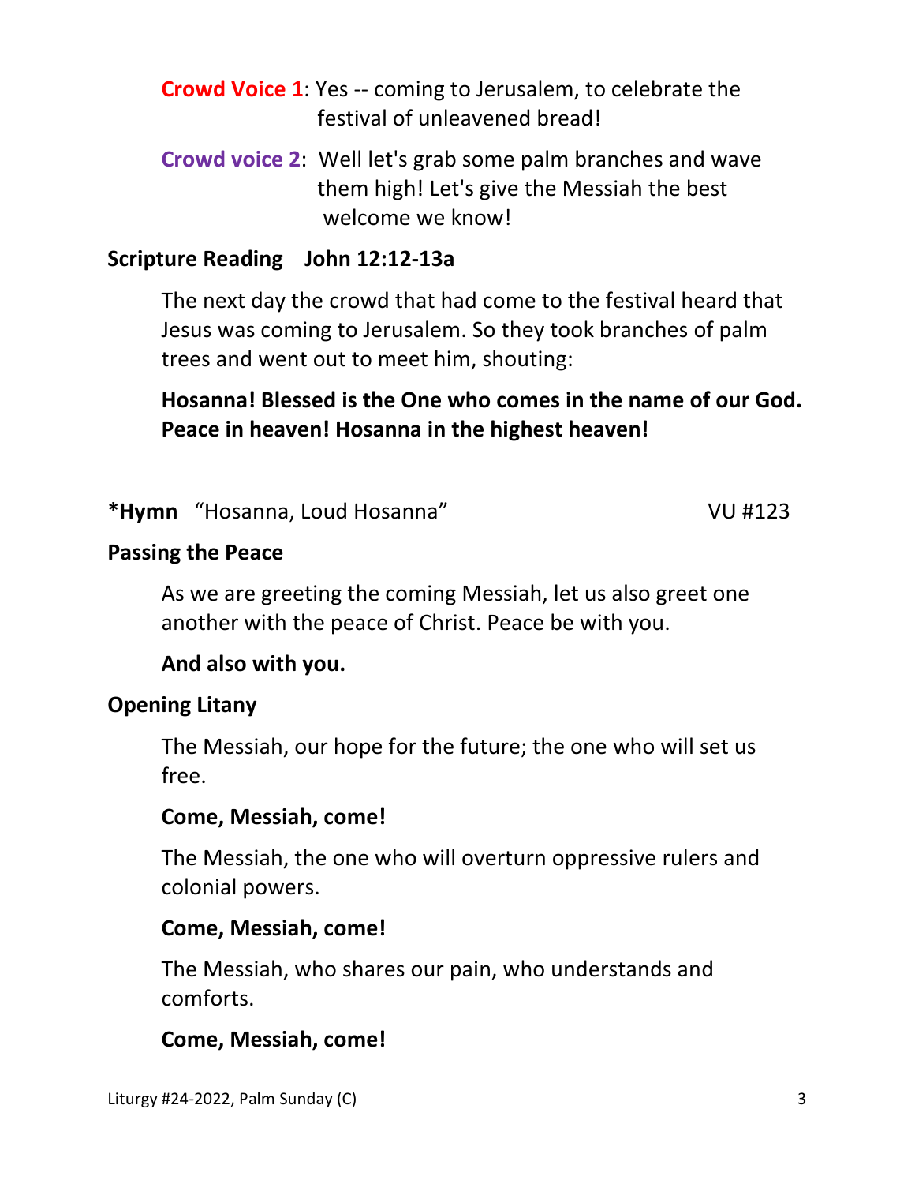**Crowd Voice 1**: Yes -- coming to Jerusalem, to celebrate the festival of unleavened bread!

**Crowd voice 2**: Well let's grab some palm branches and wave them high! Let's give the Messiah the best welcome we know!

**Scripture Reading John 12:12-13a**

The next day the crowd that had come to the festival heard that Jesus was coming to Jerusalem. So they took branches of palm trees and went out to meet him, shouting:

**Hosanna! Blessed is the One who comes in the name of our God. Peace in heaven! Hosanna in the highest heaven!**

**\*Hymn** "Hosanna, Loud Hosanna" VU #123

**Passing the Peace**

As we are greeting the coming Messiah, let us also greet one another with the peace of Christ. Peace be with you.

**And also with you.**

**Opening Litany**

The Messiah, our hope for the future; the one who will set us free.

**Come, Messiah, come!**

The Messiah, the one who will overturn oppressive rulers and colonial powers.

**Come, Messiah, come!**

The Messiah, who shares our pain, who understands and comforts.

**Come, Messiah, come!**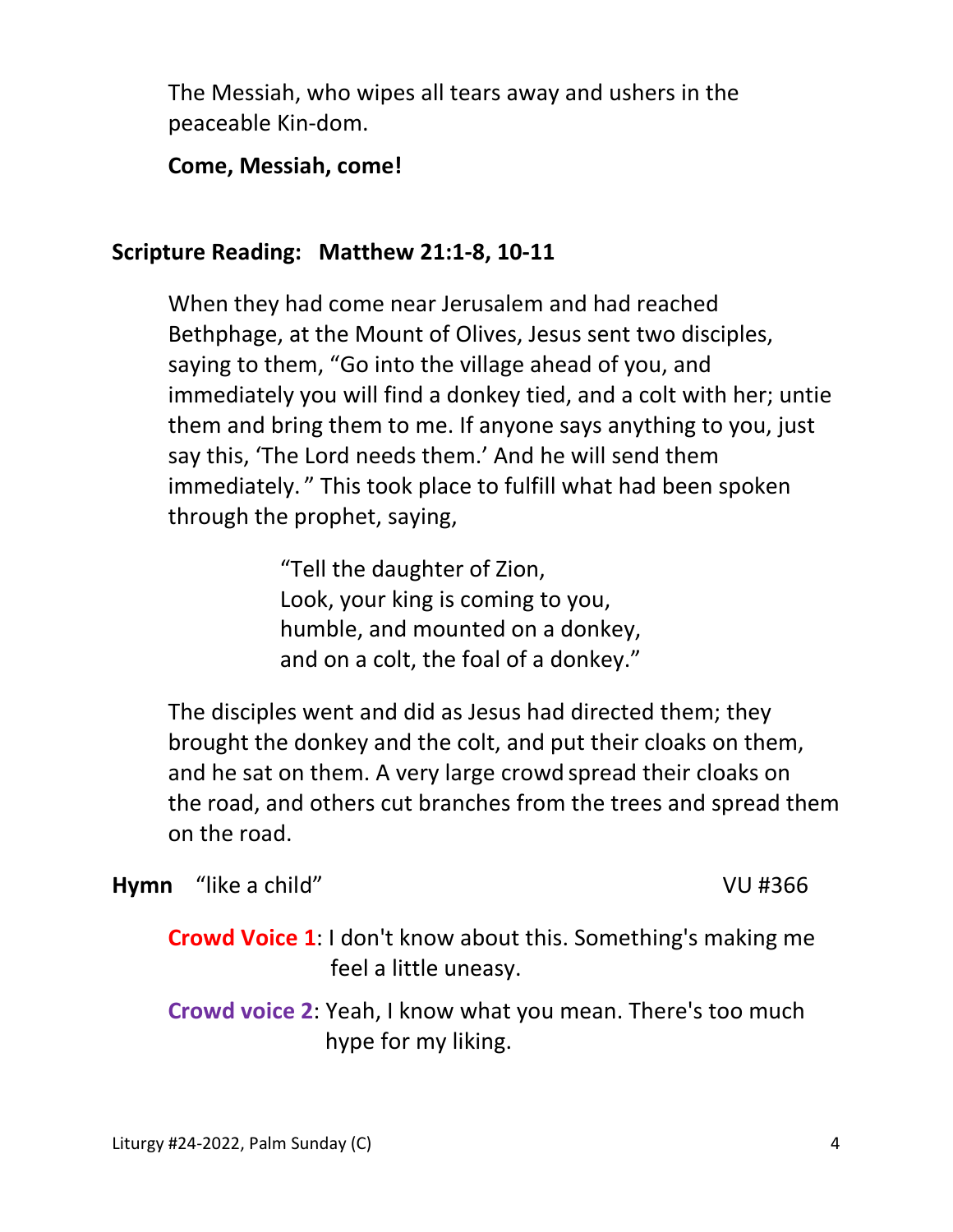The Messiah, who wipes all tears away and ushers in the peaceable Kin-dom.

**Come, Messiah, come!**

**Scripture Reading: Matthew 21:1-8, 10-11**

When they had come near Jerusalem and had reached Bethphage, at the Mount of Olives, Jesus sent two disciples, saying to them, "Go into the village ahead of you, and immediately you will find a donkey tied, and a colt with her; untie them and bring them to me. If anyone says anything to you, just say this, 'The Lord needs them.' And he will send them immediately." This took place to fulfill what had been spoken through the prophet, saying,

> "Tell the daughter of Zion,
> Look, your king is coming to you,
> humble, and mounted on a donkey,
> and on a colt, the foal of a donkey."

The disciples went and did as Jesus had directed them; they brought the donkey and the colt, and put their cloaks on them, and he sat on them. A very large crowd spread their cloaks on the road, and others cut branches from the trees and spread them on the road.

**Hymn** "like a child" VU #366

**Crowd Voice 1**: I don't know about this. Something's making me feel a little uneasy.

**Crowd voice 2**: Yeah, I know what you mean. There's too much hype for my liking.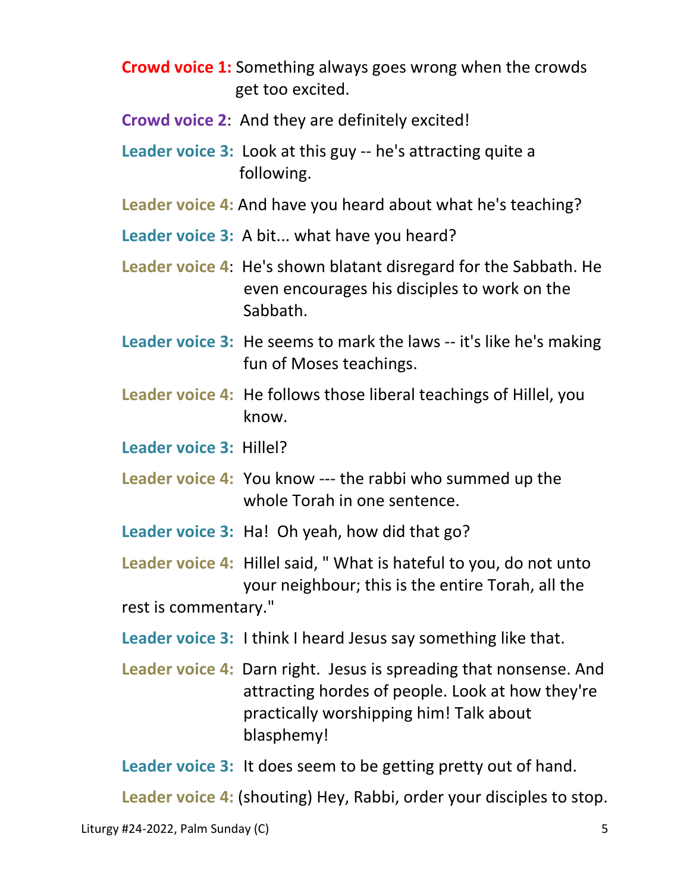**Crowd voice 1:** Something always goes wrong when the crowds get too excited.

**Crowd voice 2**: And they are definitely excited!

**Leader voice 3:** Look at this guy -- he's attracting quite a following.

**Leader voice 4:** And have you heard about what he's teaching?

**Leader voice 3:** A bit... what have you heard?

**Leader voice 4**: He's shown blatant disregard for the Sabbath. He even encourages his disciples to work on the Sabbath.

**Leader voice 3:** He seems to mark the laws -- it's like he's making fun of Moses teachings.

**Leader voice 4:** He follows those liberal teachings of Hillel, you know.

**Leader voice 3:** Hillel?

**Leader voice 4:** You know --- the rabbi who summed up the whole Torah in one sentence.

**Leader voice 3:** Ha! Oh yeah, how did that go?

**Leader voice 4:** Hillel said, " What is hateful to you, do not unto your neighbour; this is the entire Torah, all the rest is commentary."

**Leader voice 3:** I think I heard Jesus say something like that.

**Leader voice 4:** Darn right. Jesus is spreading that nonsense. And attracting hordes of people. Look at how they're practically worshipping him! Talk about blasphemy!

**Leader voice 3:** It does seem to be getting pretty out of hand.

**Leader voice 4:** (shouting) Hey, Rabbi, order your disciples to stop.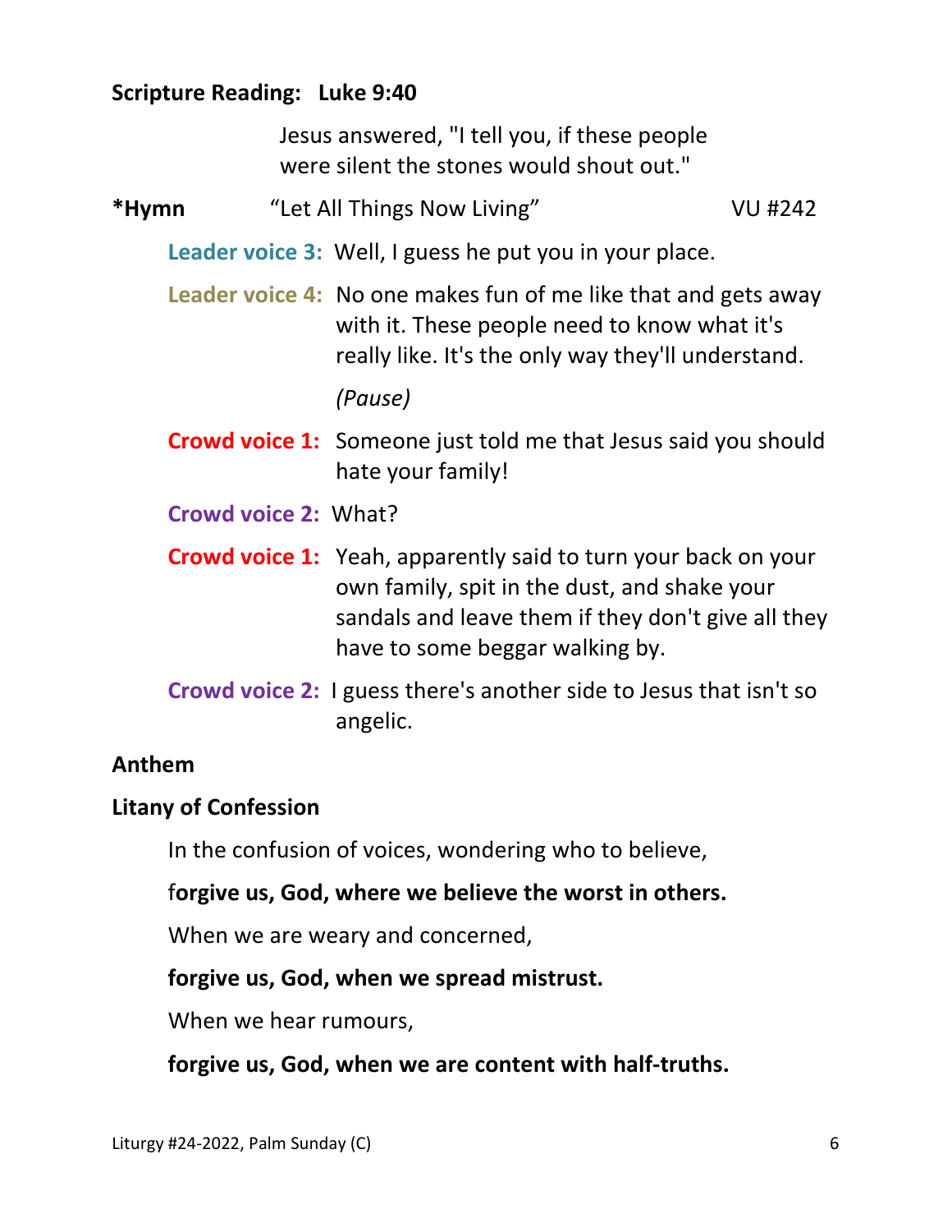**Scripture Reading: Luke 9:40**

Jesus answered, "I tell you, if these people were silent the stones would shout out."

**\*Hymn** "Let All Things Now Living" VU #242

**Leader voice 3:** Well, I guess he put you in your place.

**Leader voice 4:** No one makes fun of me like that and gets away with it. These people need to know what it's really like. It's the only way they'll understand.

*(Pause)*

**Crowd voice 1:** Someone just told me that Jesus said you should hate your family!

**Crowd voice 2:** What?

**Crowd voice 1:** Yeah, apparently said to turn your back on your own family, spit in the dust, and shake your sandals and leave them if they don't give all they have to some beggar walking by.

**Crowd voice 2:** I guess there's another side to Jesus that isn't so angelic.

**Anthem**

**Litany of Confession**

In the confusion of voices, wondering who to believe,

f**orgive us, God, where we believe the worst in others.**

When we are weary and concerned,

**forgive us, God, when we spread mistrust.**

When we hear rumours,

**forgive us, God, when we are content with half-truths.**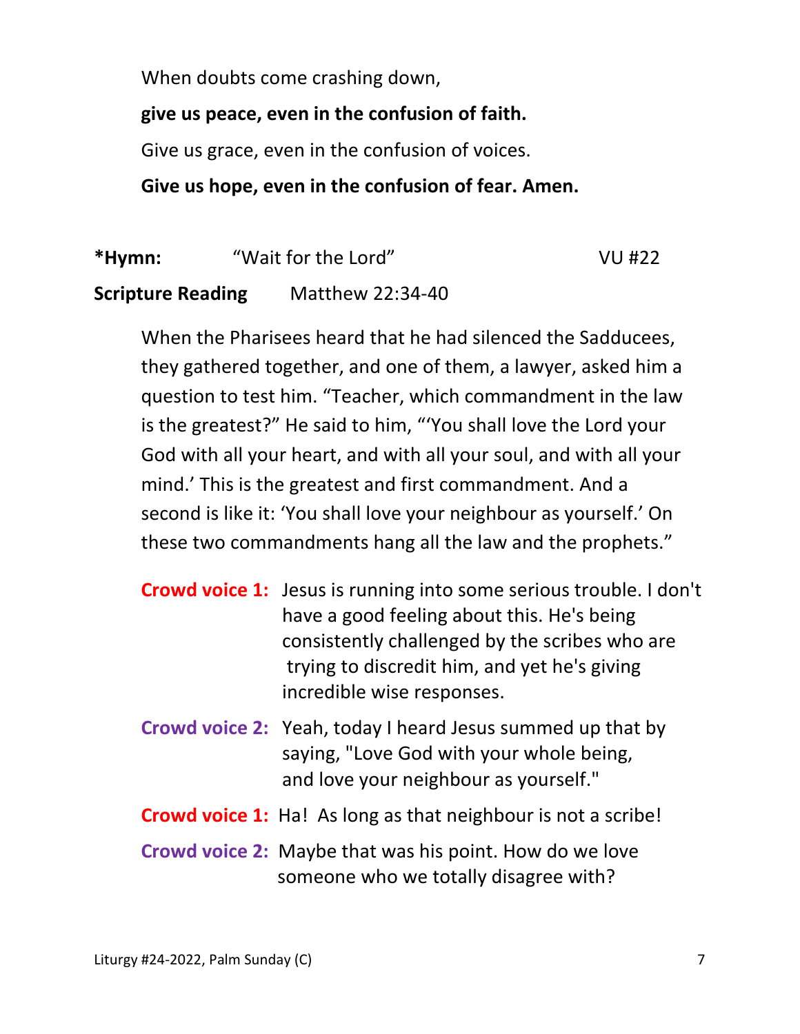When doubts come crashing down,

**give us peace, even in the confusion of faith.**

Give us grace, even in the confusion of voices.

**Give us hope, even in the confusion of fear. Amen.**

**\*Hymn:** "Wait for the Lord" VU #22

**Scripture Reading** Matthew 22:34-40

When the Pharisees heard that he had silenced the Sadducees, they gathered together, and one of them, a lawyer, asked him a question to test him. "Teacher, which commandment in the law is the greatest?" He said to him, "'You shall love the Lord your God with all your heart, and with all your soul, and with all your mind.' This is the greatest and first commandment. And a second is like it: 'You shall love your neighbour as yourself.' On these two commandments hang all the law and the prophets."

**Crowd voice 1:** Jesus is running into some serious trouble. I don't have a good feeling about this. He's being consistently challenged by the scribes who are trying to discredit him, and yet he's giving incredible wise responses.

**Crowd voice 2:** Yeah, today I heard Jesus summed up that by saying, "Love God with your whole being, and love your neighbour as yourself."

**Crowd voice 1:** Ha! As long as that neighbour is not a scribe!

**Crowd voice 2:** Maybe that was his point. How do we love someone who we totally disagree with?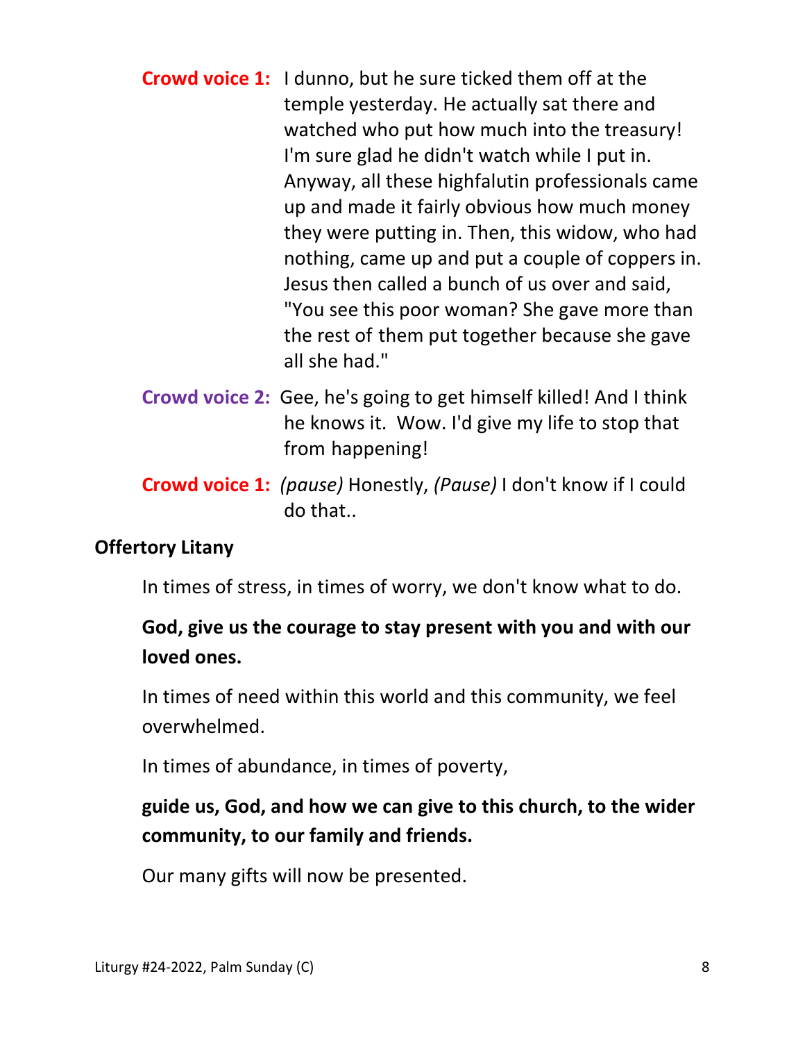**Crowd voice 1:** I dunno, but he sure ticked them off at the temple yesterday. He actually sat there and watched who put how much into the treasury! I'm sure glad he didn't watch while I put in. Anyway, all these highfalutin professionals came up and made it fairly obvious how much money they were putting in. Then, this widow, who had nothing, came up and put a couple of coppers in. Jesus then called a bunch of us over and said, "You see this poor woman? She gave more than the rest of them put together because she gave all she had."

**Crowd voice 2:** Gee, he's going to get himself killed! And I think he knows it. Wow. I'd give my life to stop that from happening!

**Crowd voice 1:** *(pause)* Honestly, *(Pause)* I don't know if I could do that..

**Offertory Litany**

In times of stress, in times of worry, we don't know what to do.

**God, give us the courage to stay present with you and with our loved ones.**

In times of need within this world and this community, we feel overwhelmed.

In times of abundance, in times of poverty,

**guide us, God, and how we can give to this church, to the wider community, to our family and friends.**

Our many gifts will now be presented.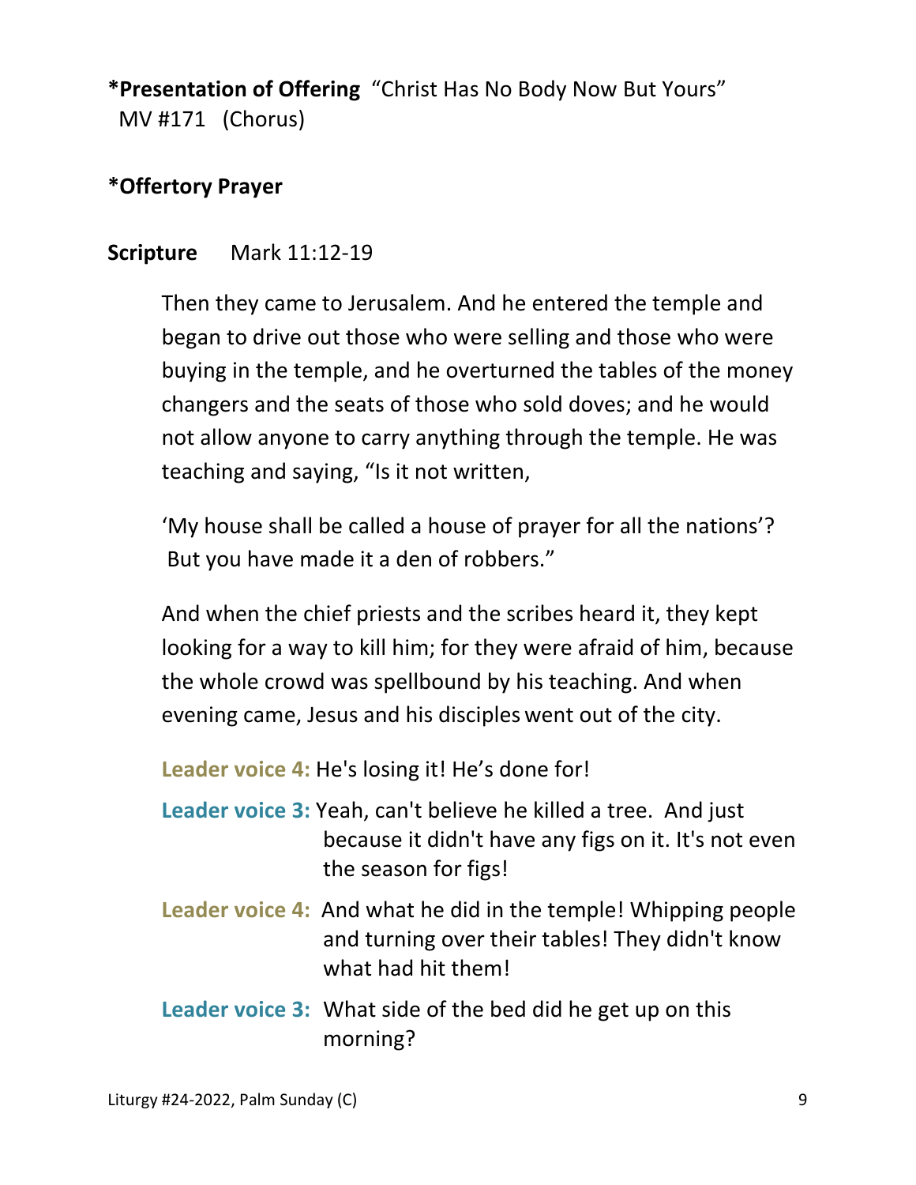**\*Presentation of Offering** "Christ Has No Body Now But Yours" MV #171 (Chorus)

**\*Offertory Prayer**

**Scripture** Mark 11:12-19

> Then they came to Jerusalem. And he entered the temple and began to drive out those who were selling and those who were buying in the temple, and he overturned the tables of the money changers and the seats of those who sold doves; and he would not allow anyone to carry anything through the temple. He was teaching and saying, "Is it not written,
>
> 'My house shall be called a house of prayer for all the nations'? But you have made it a den of robbers."
>
> And when the chief priests and the scribes heard it, they kept looking for a way to kill him; for they were afraid of him, because the whole crowd was spellbound by his teaching. And when evening came, Jesus and his disciples went out of the city.

**Leader voice 4:** He's losing it! He's done for!

**Leader voice 3:** Yeah, can't believe he killed a tree. And just because it didn't have any figs on it. It's not even the season for figs!

**Leader voice 4:** And what he did in the temple! Whipping people and turning over their tables! They didn't know what had hit them!

**Leader voice 3:** What side of the bed did he get up on this morning?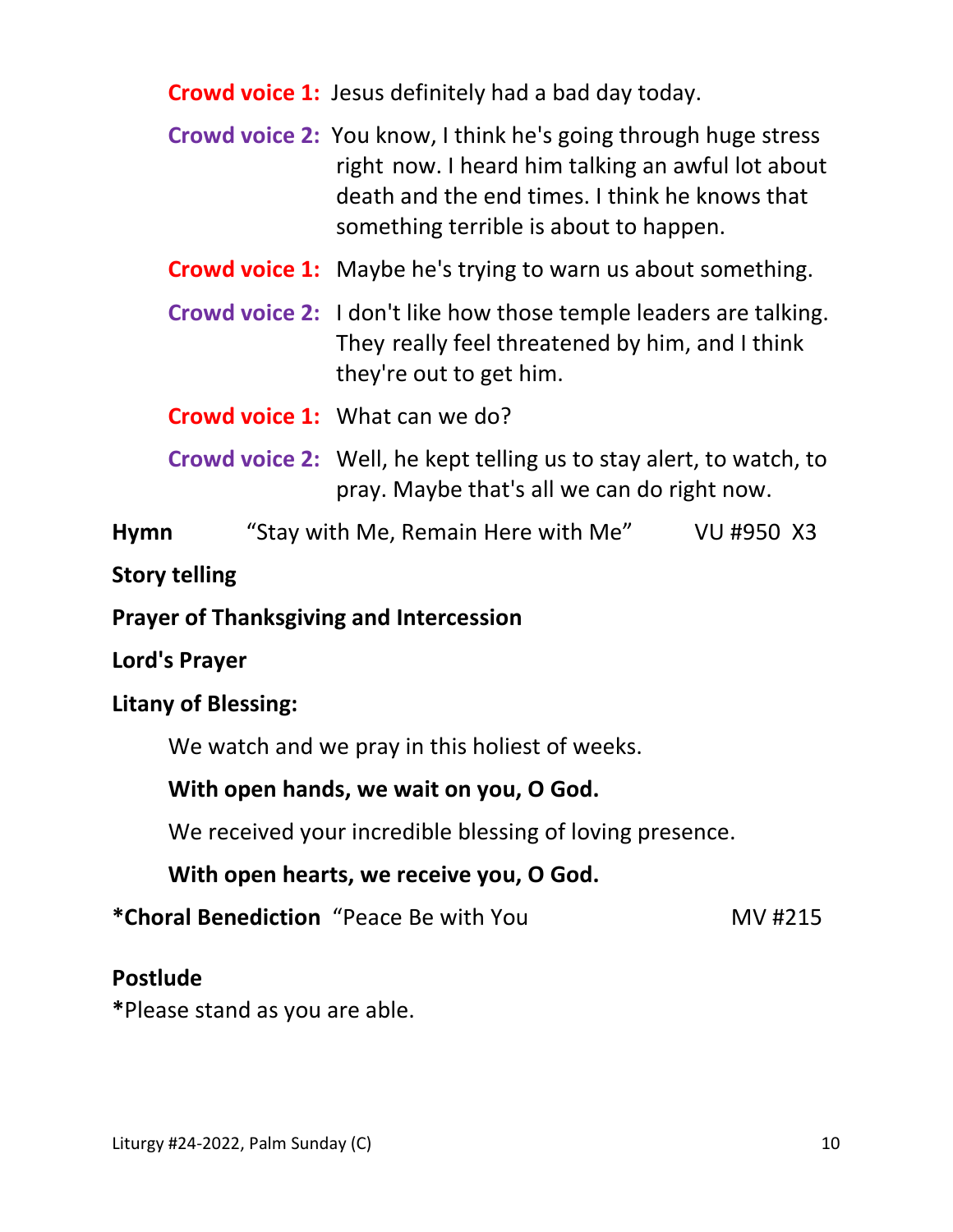**Crowd voice 1:** Jesus definitely had a bad day today.

**Crowd voice 2:** You know, I think he's going through huge stress right now. I heard him talking an awful lot about death and the end times. I think he knows that something terrible is about to happen.

**Crowd voice 1:** Maybe he's trying to warn us about something.

**Crowd voice 2:** I don't like how those temple leaders are talking. They really feel threatened by him, and I think they're out to get him.

**Crowd voice 1:** What can we do?

**Crowd voice 2:** Well, he kept telling us to stay alert, to watch, to pray. Maybe that's all we can do right now.

**Hymn** "Stay with Me, Remain Here with Me" VU #950 X3

**Story telling**

**Prayer of Thanksgiving and Intercession**

**Lord's Prayer**

**Litany of Blessing:**

We watch and we pray in this holiest of weeks.

**With open hands, we wait on you, O God.**

We received your incredible blessing of loving presence.

**With open hearts, we receive you, O God.**

***Choral Benediction** "Peace Be with You MV #215

**Postlude**

*Please stand as you are able.